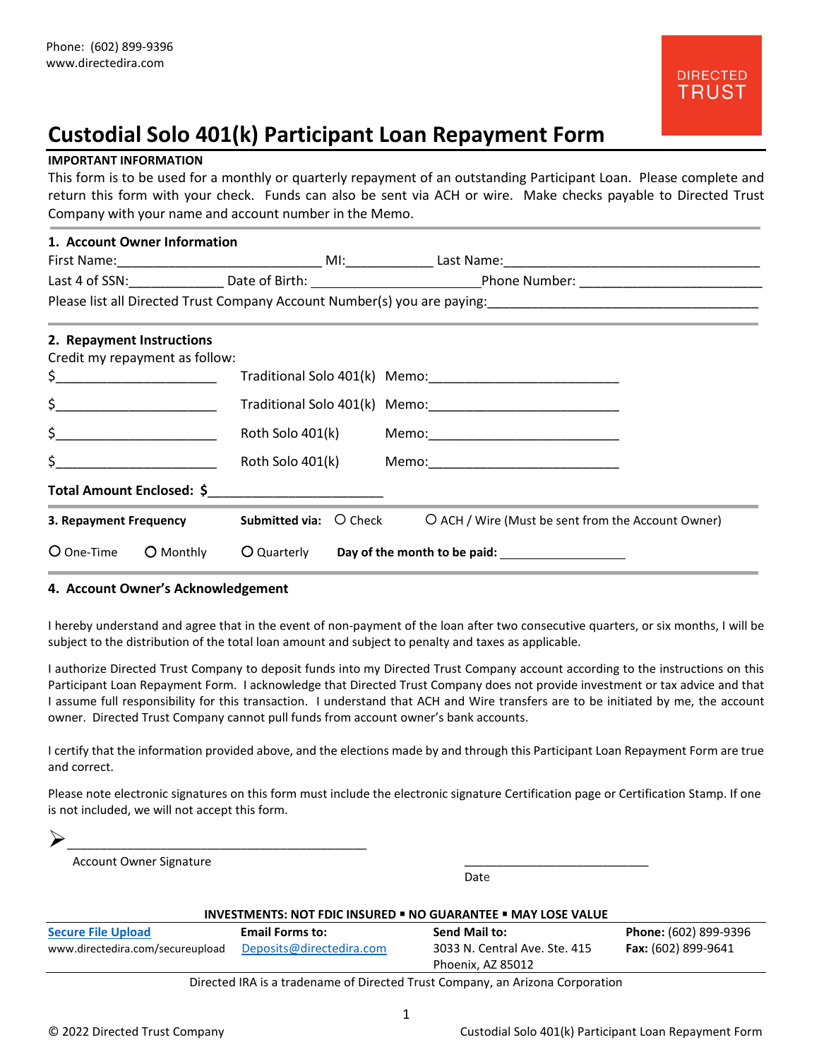Phone: (602) 899-9396
www.directedira.com

DIRECTED TRUST

# Custodial Solo 401(k) Participant Loan Repayment Form

**IMPORTANT INFORMATION**

This form is to be used for a monthly or quarterly repayment of an outstanding Participant Loan. Please complete and return this form with your check. Funds can also be sent via ACH or wire. Make checks payable to Directed Trust Company with your name and account number in the Memo.

## 1. Account Owner Information

First Name:____________________________ MI:____________ Last Name:____________________________________

Last 4 of SSN:_____________ Date of Birth: ________________________Phone Number: _________________________

Please list all Directed Trust Company Account Number(s) you are paying:_____________________________________

## 2. Repayment Instructions

Credit my repayment as follow:

$______________________ Traditional Solo 401(k) Memo:__________________________

$______________________ Traditional Solo 401(k) Memo:__________________________

$______________________ Roth Solo 401(k) Memo:__________________________

$______________________ Roth Solo 401(k) Memo:__________________________

**Total Amount Enclosed: $**________________________

## 3. Repayment Frequency

**Submitted via:** ○ Check ○ ACH / Wire (Must be sent from the Account Owner)

○ One-Time ○ Monthly ○ Quarterly **Day of the month to be paid:** __________________

## 4. Account Owner's Acknowledgement

I hereby understand and agree that in the event of non-payment of the loan after two consecutive quarters, or six months, I will be subject to the distribution of the total loan amount and subject to penalty and taxes as applicable.

I authorize Directed Trust Company to deposit funds into my Directed Trust Company account according to the instructions on this Participant Loan Repayment Form. I acknowledge that Directed Trust Company does not provide investment or tax advice and that I assume full responsibility for this transaction. I understand that ACH and Wire transfers are to be initiated by me, the account owner. Directed Trust Company cannot pull funds from account owner's bank accounts.

I certify that the information provided above, and the elections made by and through this Participant Loan Repayment Form are true and correct.

Please note electronic signatures on this form must include the electronic signature Certification page or Certification Stamp. If one is not included, we will not accept this form.

➢ _____________________________________________
Account Owner Signature

___________________________
Date

**INVESTMENTS: NOT FDIC INSURED ▪ NO GUARANTEE ▪ MAY LOSE VALUE**

| **Secure File Upload** | **Email Forms to:** | **Send Mail to:** | **Phone:** (602) 899-9396 |
|---|---|---|---|
| www.directedira.com/secureupload | Deposits@directedira.com | 3033 N. Central Ave. Ste. 415 Phoenix, AZ 85012 | **Fax:** (602) 899-9641 |

Directed IRA is a tradename of Directed Trust Company, an Arizona Corporation

© 2022 Directed Trust Company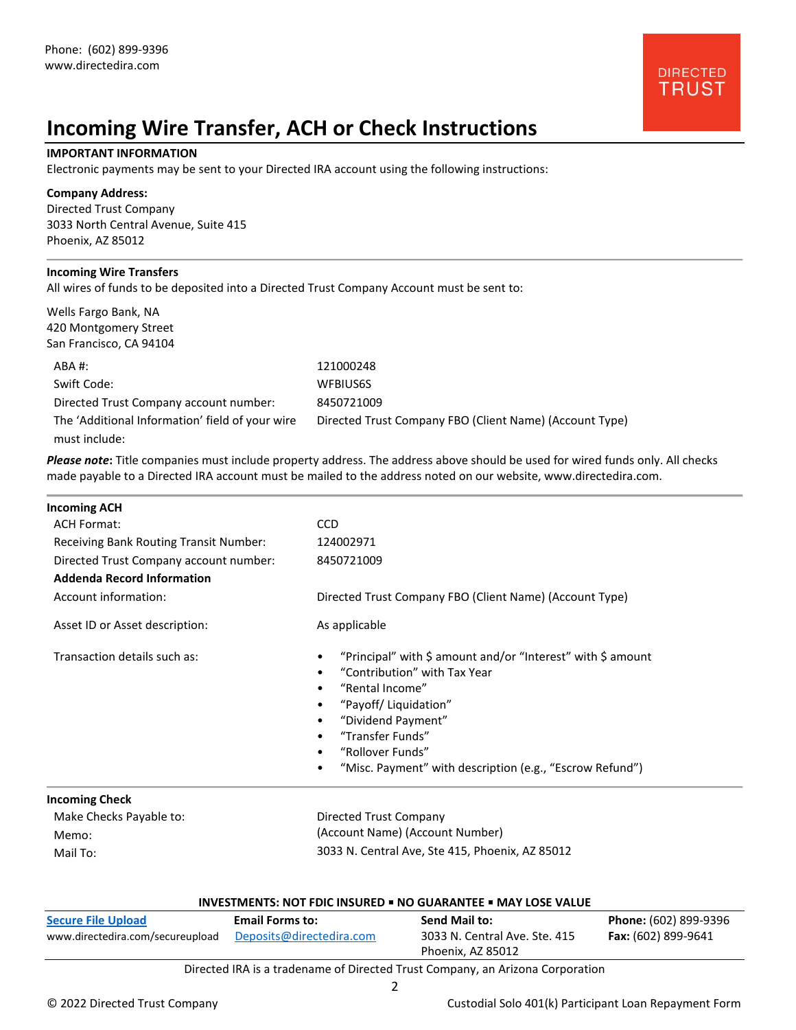Phone: (602) 899-9396
www.directedira.com

DIRECTED TRUST

# Incoming Wire Transfer, ACH or Check Instructions

**IMPORTANT INFORMATION**

Electronic payments may be sent to your Directed IRA account using the following instructions:

**Company Address:**
Directed Trust Company
3033 North Central Avenue, Suite 415
Phoenix, AZ 85012

**Incoming Wire Transfers**

All wires of funds to be deposited into a Directed Trust Company Account must be sent to:

Wells Fargo Bank, NA
420 Montgomery Street
San Francisco, CA 94104

| | |
|---|---|
| ABA #: | 121000248 |
| Swift Code: | WFBIUS6S |
| Directed Trust Company account number: | 8450721009 |
| The 'Additional Information' field of your wire must include: | Directed Trust Company FBO (Client Name) (Account Type) |

***Please note*:** Title companies must include property address. The address above should be used for wired funds only. All checks made payable to a Directed IRA account must be mailed to the address noted on our website, www.directedira.com.

**Incoming ACH**

| | |
|---|---|
| ACH Format: | CCD |
| Receiving Bank Routing Transit Number: | 124002971 |
| Directed Trust Company account number: | 8450721009 |
| **Addenda Record Information** | |
| Account information: | Directed Trust Company FBO (Client Name) (Account Type) |
| Asset ID or Asset description: | As applicable |
| Transaction details such as: | • "Principal" with $ amount and/or "Interest" with $ amount<br>• "Contribution" with Tax Year<br>• "Rental Income"<br>• "Payoff/ Liquidation"<br>• "Dividend Payment"<br>• "Transfer Funds"<br>• "Rollover Funds"<br>• "Misc. Payment" with description (e.g., "Escrow Refund") |

**Incoming Check**

| | |
|---|---|
| Make Checks Payable to: | Directed Trust Company |
| Memo: | (Account Name) (Account Number) |
| Mail To: | 3033 N. Central Ave, Ste 415, Phoenix, AZ 85012 |

**INVESTMENTS: NOT FDIC INSURED ▪ NO GUARANTEE ▪ MAY LOSE VALUE**

| **Secure File Upload** | **Email Forms to:** | **Send Mail to:** | **Phone:** (602) 899-9396 |
|---|---|---|---|
| www.directedira.com/secureupload | Deposits@directedira.com | 3033 N. Central Ave. Ste. 415 Phoenix, AZ 85012 | **Fax:** (602) 899-9641 |

Directed IRA is a tradename of Directed Trust Company, an Arizona Corporation

© 2022 Directed Trust Company

Custodial Solo 401(k) Participant Loan Repayment Form